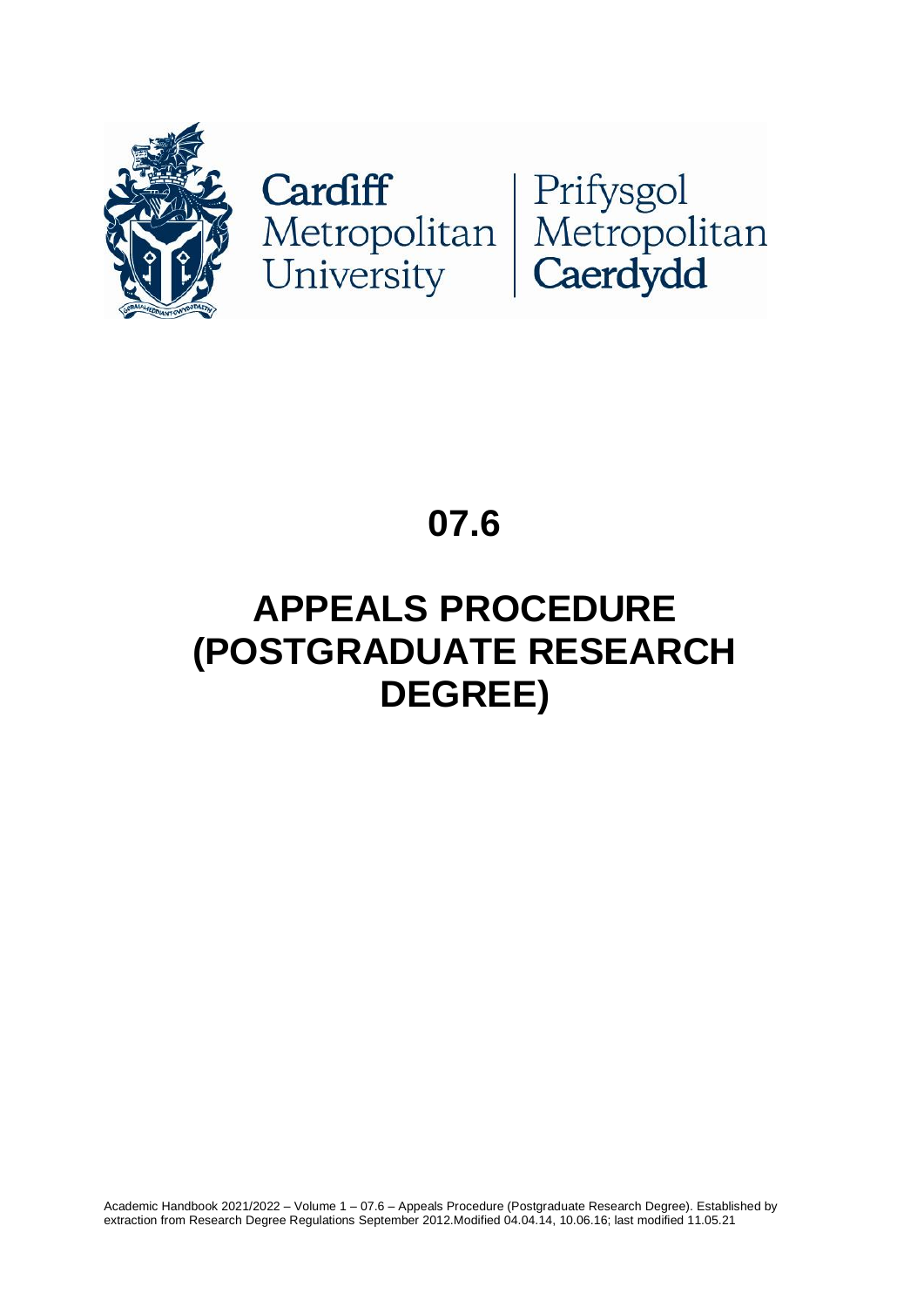Cardiff Metropolitan University | Prifysgol Metropolitan Caerdydd

# 07.6

# APPEALS PROCEDURE (POSTGRADUATE RESEARCH DEGREE)

Academic Handbook 2021/2022 – Volume 1 – 07.6 – Appeals Procedure (Postgraduate Research Degree). Established by extraction from Research Degree Regulations September 2012.Modified 04.04.14, 10.06.16; last modified 11.05.21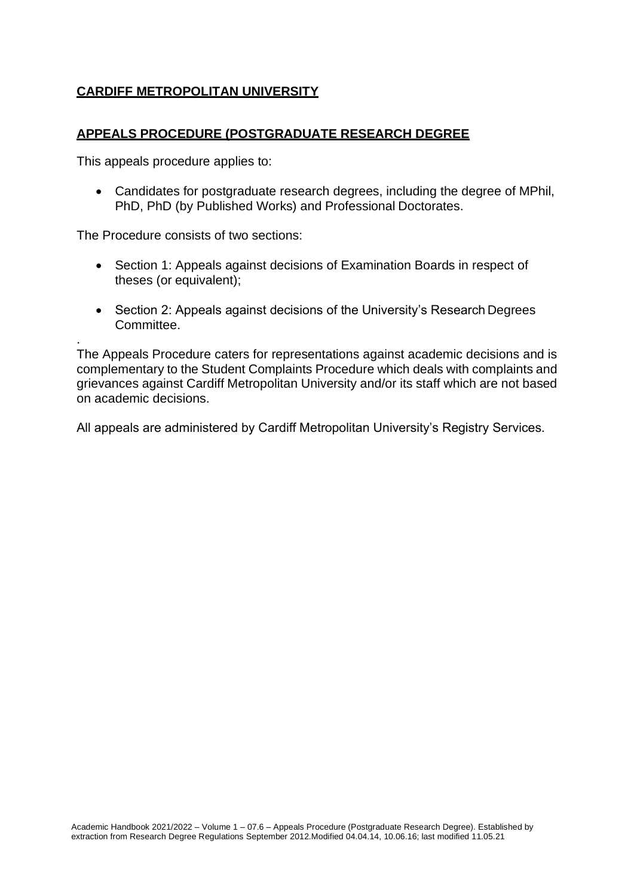**CARDIFF METROPOLITAN UNIVERSITY**

**APPEALS PROCEDURE (POSTGRADUATE RESEARCH DEGREE**

This appeals procedure applies to:

- Candidates for postgraduate research degrees, including the degree of MPhil, PhD, PhD (by Published Works) and Professional Doctorates.

The Procedure consists of two sections:

- Section 1: Appeals against decisions of Examination Boards in respect of theses (or equivalent);
- Section 2: Appeals against decisions of the University's Research Degrees Committee.

.
The Appeals Procedure caters for representations against academic decisions and is complementary to the Student Complaints Procedure which deals with complaints and grievances against Cardiff Metropolitan University and/or its staff which are not based on academic decisions.

All appeals are administered by Cardiff Metropolitan University's Registry Services.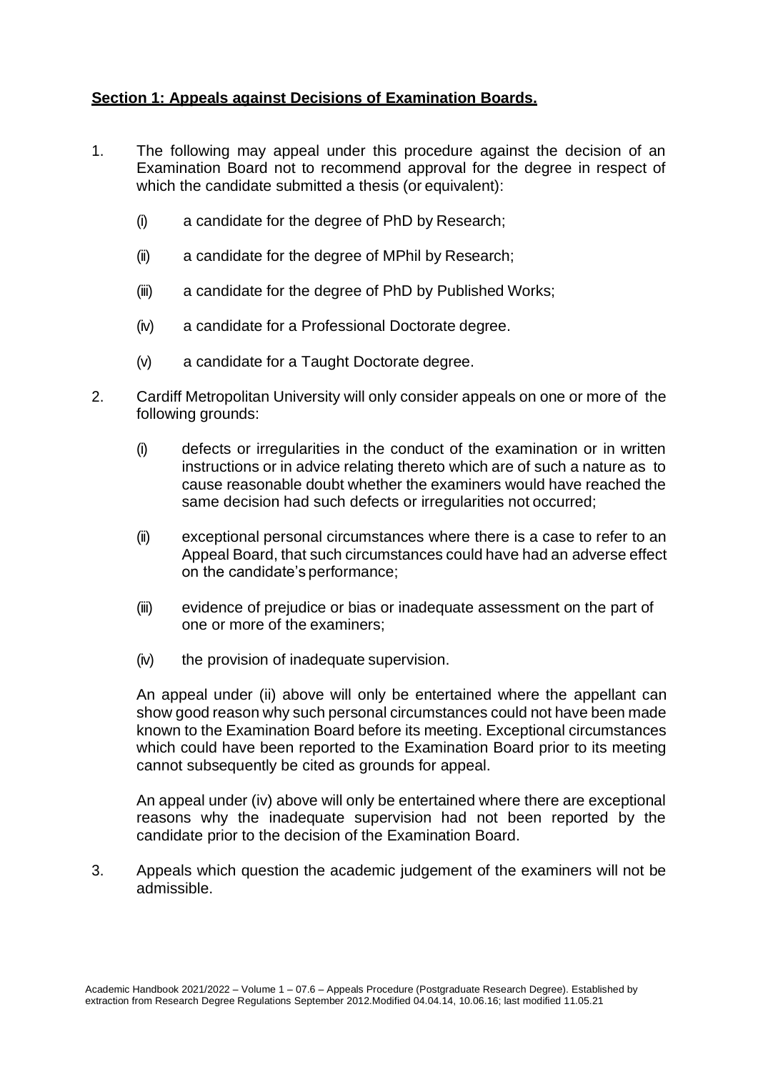## **Section 1: Appeals against Decisions of Examination Boards.**

1. The following may appeal under this procedure against the decision of an Examination Board not to recommend approval for the degree in respect of which the candidate submitted a thesis (or equivalent):

   (i) a candidate for the degree of PhD by Research;

   (ii) a candidate for the degree of MPhil by Research;

   (iii) a candidate for the degree of PhD by Published Works;

   (iv) a candidate for a Professional Doctorate degree.

   (v) a candidate for a Taught Doctorate degree.

2. Cardiff Metropolitan University will only consider appeals on one or more of the following grounds:

   (i) defects or irregularities in the conduct of the examination or in written instructions or in advice relating thereto which are of such a nature as to cause reasonable doubt whether the examiners would have reached the same decision had such defects or irregularities not occurred;

   (ii) exceptional personal circumstances where there is a case to refer to an Appeal Board, that such circumstances could have had an adverse effect on the candidate's performance;

   (iii) evidence of prejudice or bias or inadequate assessment on the part of one or more of the examiners;

   (iv) the provision of inadequate supervision.

   An appeal under (ii) above will only be entertained where the appellant can show good reason why such personal circumstances could not have been made known to the Examination Board before its meeting. Exceptional circumstances which could have been reported to the Examination Board prior to its meeting cannot subsequently be cited as grounds for appeal.

   An appeal under (iv) above will only be entertained where there are exceptional reasons why the inadequate supervision had not been reported by the candidate prior to the decision of the Examination Board.

3. Appeals which question the academic judgement of the examiners will not be admissible.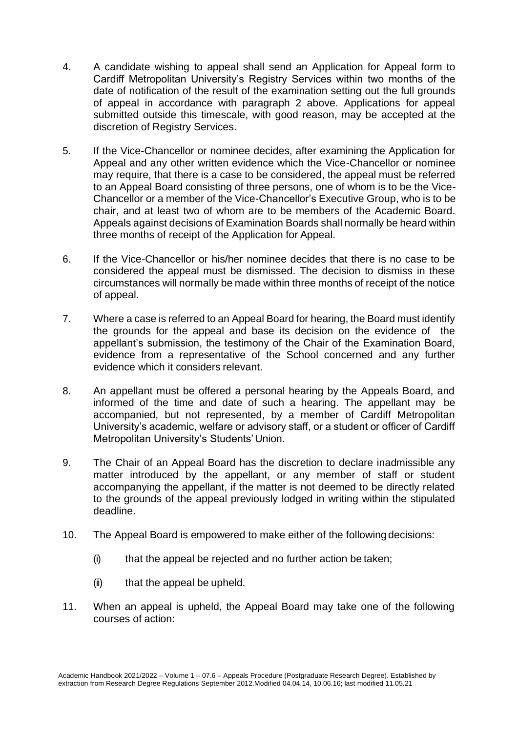4. A candidate wishing to appeal shall send an Application for Appeal form to Cardiff Metropolitan University's Registry Services within two months of the date of notification of the result of the examination setting out the full grounds of appeal in accordance with paragraph 2 above. Applications for appeal submitted outside this timescale, with good reason, may be accepted at the discretion of Registry Services.

5. If the Vice-Chancellor or nominee decides, after examining the Application for Appeal and any other written evidence which the Vice-Chancellor or nominee may require, that there is a case to be considered, the appeal must be referred to an Appeal Board consisting of three persons, one of whom is to be the Vice-Chancellor or a member of the Vice-Chancellor's Executive Group, who is to be chair, and at least two of whom are to be members of the Academic Board. Appeals against decisions of Examination Boards shall normally be heard within three months of receipt of the Application for Appeal.

6. If the Vice-Chancellor or his/her nominee decides that there is no case to be considered the appeal must be dismissed. The decision to dismiss in these circumstances will normally be made within three months of receipt of the notice of appeal.

7. Where a case is referred to an Appeal Board for hearing, the Board must identify the grounds for the appeal and base its decision on the evidence of the appellant's submission, the testimony of the Chair of the Examination Board, evidence from a representative of the School concerned and any further evidence which it considers relevant.

8. An appellant must be offered a personal hearing by the Appeals Board, and informed of the time and date of such a hearing. The appellant may be accompanied, but not represented, by a member of Cardiff Metropolitan University's academic, welfare or advisory staff, or a student or officer of Cardiff Metropolitan University's Students' Union.

9. The Chair of an Appeal Board has the discretion to declare inadmissible any matter introduced by the appellant, or any member of staff or student accompanying the appellant, if the matter is not deemed to be directly related to the grounds of the appeal previously lodged in writing within the stipulated deadline.

10. The Appeal Board is empowered to make either of the following decisions:

    (i) that the appeal be rejected and no further action be taken;

    (ii) that the appeal be upheld.

11. When an appeal is upheld, the Appeal Board may take one of the following courses of action: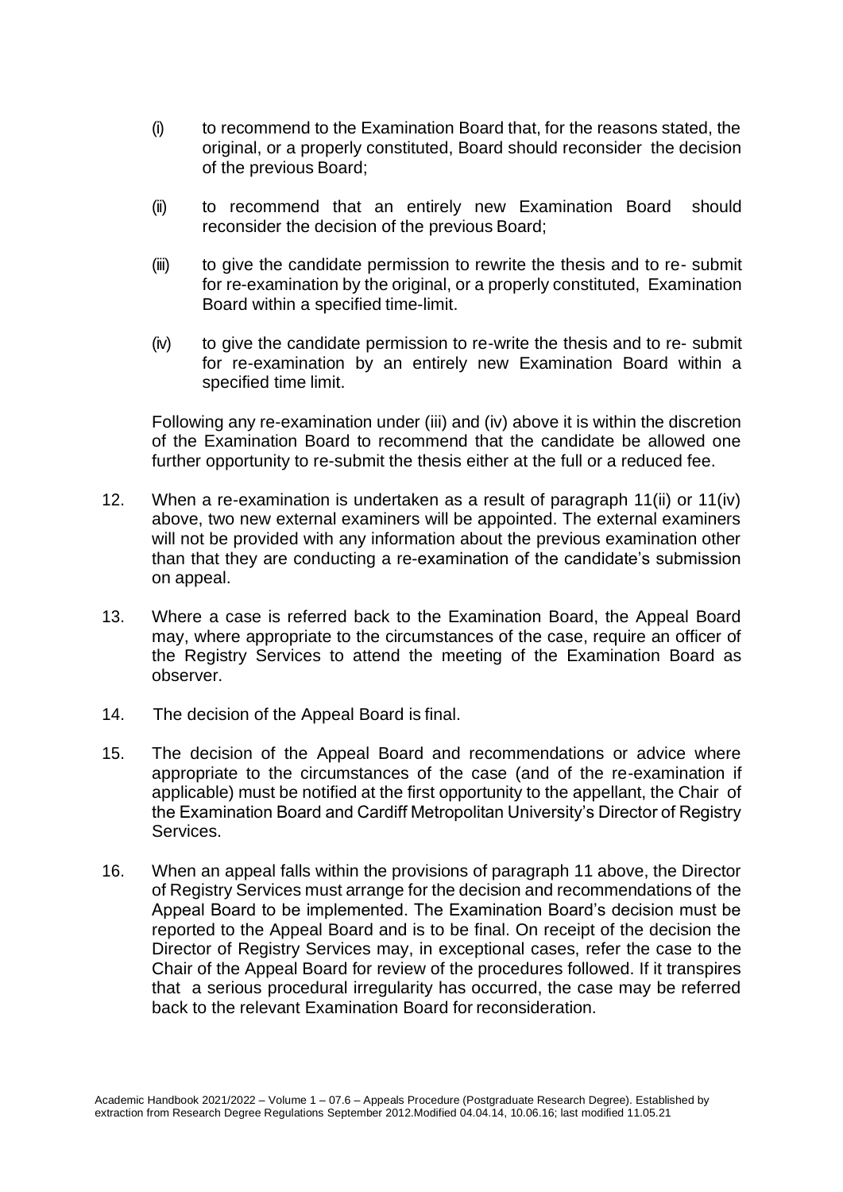(i) to recommend to the Examination Board that, for the reasons stated, the original, or a properly constituted, Board should reconsider the decision of the previous Board;

(ii) to recommend that an entirely new Examination Board should reconsider the decision of the previous Board;

(iii) to give the candidate permission to rewrite the thesis and to re- submit for re-examination by the original, or a properly constituted, Examination Board within a specified time-limit.

(iv) to give the candidate permission to re-write the thesis and to re- submit for re-examination by an entirely new Examination Board within a specified time limit.

Following any re-examination under (iii) and (iv) above it is within the discretion of the Examination Board to recommend that the candidate be allowed one further opportunity to re-submit the thesis either at the full or a reduced fee.

12. When a re-examination is undertaken as a result of paragraph 11(ii) or 11(iv) above, two new external examiners will be appointed. The external examiners will not be provided with any information about the previous examination other than that they are conducting a re-examination of the candidate's submission on appeal.

13. Where a case is referred back to the Examination Board, the Appeal Board may, where appropriate to the circumstances of the case, require an officer of the Registry Services to attend the meeting of the Examination Board as observer.

14. The decision of the Appeal Board is final.

15. The decision of the Appeal Board and recommendations or advice where appropriate to the circumstances of the case (and of the re-examination if applicable) must be notified at the first opportunity to the appellant, the Chair of the Examination Board and Cardiff Metropolitan University's Director of Registry Services.

16. When an appeal falls within the provisions of paragraph 11 above, the Director of Registry Services must arrange for the decision and recommendations of the Appeal Board to be implemented. The Examination Board's decision must be reported to the Appeal Board and is to be final. On receipt of the decision the Director of Registry Services may, in exceptional cases, refer the case to the Chair of the Appeal Board for review of the procedures followed. If it transpires that a serious procedural irregularity has occurred, the case may be referred back to the relevant Examination Board for reconsideration.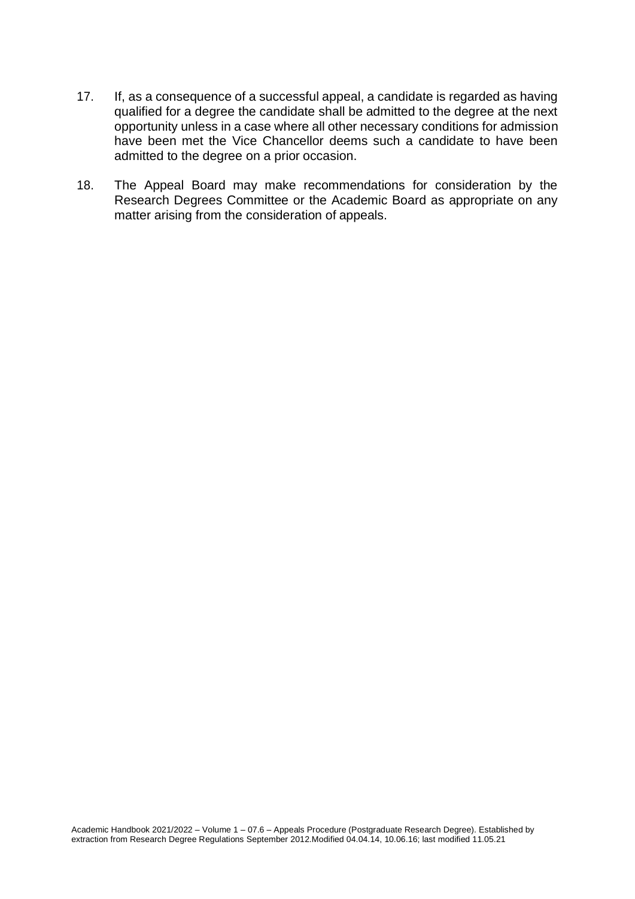17. If, as a consequence of a successful appeal, a candidate is regarded as having qualified for a degree the candidate shall be admitted to the degree at the next opportunity unless in a case where all other necessary conditions for admission have been met the Vice Chancellor deems such a candidate to have been admitted to the degree on a prior occasion.

18. The Appeal Board may make recommendations for consideration by the Research Degrees Committee or the Academic Board as appropriate on any matter arising from the consideration of appeals.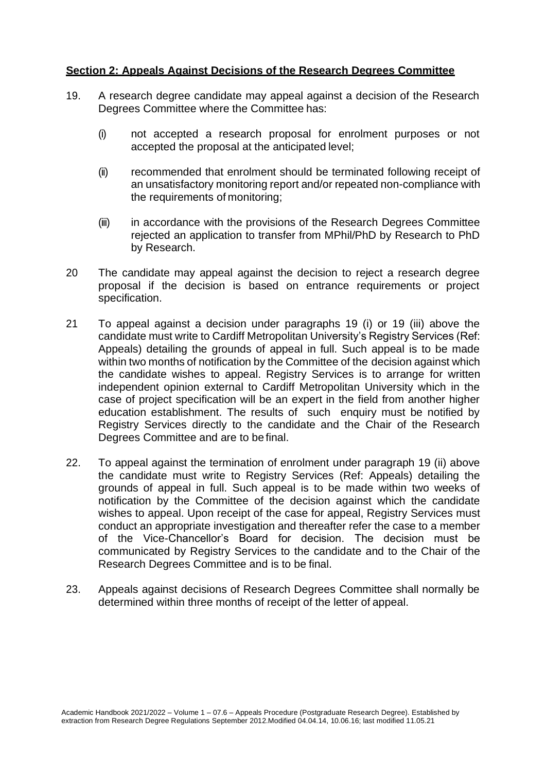## **Section 2: Appeals Against Decisions of the Research Degrees Committee**

19. A research degree candidate may appeal against a decision of the Research Degrees Committee where the Committee has:

    (i) not accepted a research proposal for enrolment purposes or not accepted the proposal at the anticipated level;

    (ii) recommended that enrolment should be terminated following receipt of an unsatisfactory monitoring report and/or repeated non-compliance with the requirements of monitoring;

    (iii) in accordance with the provisions of the Research Degrees Committee rejected an application to transfer from MPhil/PhD by Research to PhD by Research.

20 The candidate may appeal against the decision to reject a research degree proposal if the decision is based on entrance requirements or project specification.

21 To appeal against a decision under paragraphs 19 (i) or 19 (iii) above the candidate must write to Cardiff Metropolitan University's Registry Services (Ref: Appeals) detailing the grounds of appeal in full. Such appeal is to be made within two months of notification by the Committee of the decision against which the candidate wishes to appeal. Registry Services is to arrange for written independent opinion external to Cardiff Metropolitan University which in the case of project specification will be an expert in the field from another higher education establishment. The results of such enquiry must be notified by Registry Services directly to the candidate and the Chair of the Research Degrees Committee and are to be final.

22. To appeal against the termination of enrolment under paragraph 19 (ii) above the candidate must write to Registry Services (Ref: Appeals) detailing the grounds of appeal in full. Such appeal is to be made within two weeks of notification by the Committee of the decision against which the candidate wishes to appeal. Upon receipt of the case for appeal, Registry Services must conduct an appropriate investigation and thereafter refer the case to a member of the Vice-Chancellor's Board for decision. The decision must be communicated by Registry Services to the candidate and to the Chair of the Research Degrees Committee and is to be final.

23. Appeals against decisions of Research Degrees Committee shall normally be determined within three months of receipt of the letter of appeal.